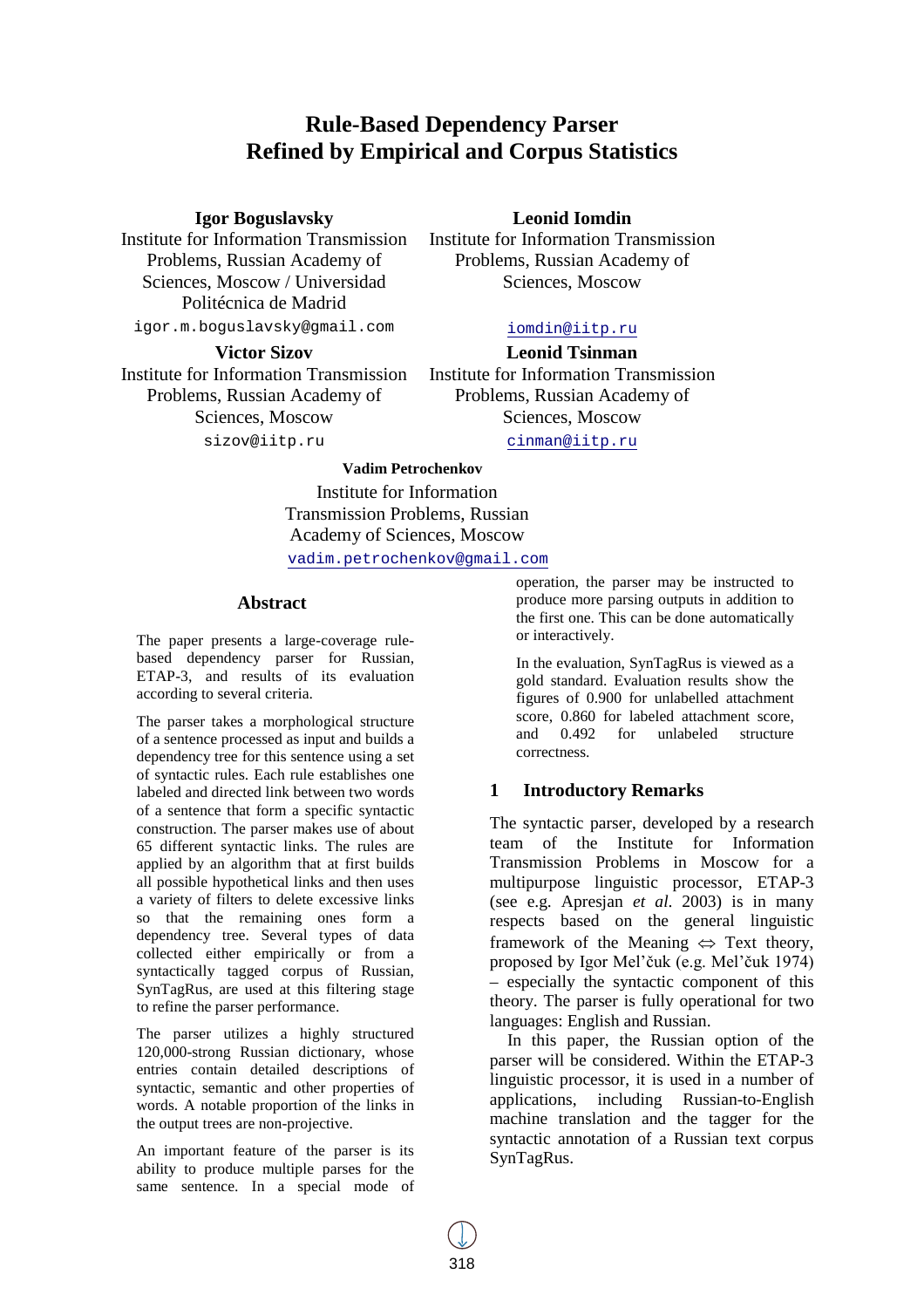# Rule-Based Dependency Parser Refined by Empirical and Corpus Statistics

**Igor Boguslavsky**
Institute for Information Transmission Problems, Russian Academy of Sciences, Moscow / Universidad Politécnica de Madrid
igor.m.boguslavsky@gmail.com

**Leonid Iomdin**
Institute for Information Transmission Problems, Russian Academy of Sciences, Moscow
iomdin@iitp.ru

**Victor Sizov**
Institute for Information Transmission Problems, Russian Academy of Sciences, Moscow
sizov@iitp.ru

**Leonid Tsinman**
Institute for Information Transmission Problems, Russian Academy of Sciences, Moscow
cinman@iitp.ru

**Vadim Petrochenkov**
Institute for Information Transmission Problems, Russian Academy of Sciences, Moscow
vadim.petrochenkov@gmail.com

## Abstract

The paper presents a large-coverage rule-based dependency parser for Russian, ETAP-3, and results of its evaluation according to several criteria.

The parser takes a morphological structure of a sentence processed as input and builds a dependency tree for this sentence using a set of syntactic rules. Each rule establishes one labeled and directed link between two words of a sentence that form a specific syntactic construction. The parser makes use of about 65 different syntactic links. The rules are applied by an algorithm that at first builds all possible hypothetical links and then uses a variety of filters to delete excessive links so that the remaining ones form a dependency tree. Several types of data collected either empirically or from a syntactically tagged corpus of Russian, SynTagRus, are used at this filtering stage to refine the parser performance.

The parser utilizes a highly structured 120,000-strong Russian dictionary, whose entries contain detailed descriptions of syntactic, semantic and other properties of words. A notable proportion of the links in the output trees are non-projective.

An important feature of the parser is its ability to produce multiple parses for the same sentence. In a special mode of operation, the parser may be instructed to produce more parsing outputs in addition to the first one. This can be done automatically or interactively.

In the evaluation, SynTagRus is viewed as a gold standard. Evaluation results show the figures of 0.900 for unlabelled attachment score, 0.860 for labeled attachment score, and 0.492 for unlabeled structure correctness.

## 1 Introductory Remarks

The syntactic parser, developed by a research team of the Institute for Information Transmission Problems in Moscow for a multipurpose linguistic processor, ETAP-3 (see e.g. Apresjan *et al*. 2003) is in many respects based on the general linguistic framework of the Meaning ⇔ Text theory, proposed by Igor Mel'čuk (e.g. Mel'čuk 1974) – especially the syntactic component of this theory. The parser is fully operational for two languages: English and Russian.

In this paper, the Russian option of the parser will be considered. Within the ETAP-3 linguistic processor, it is used in a number of applications, including Russian-to-English machine translation and the tagger for the syntactic annotation of a Russian text corpus SynTagRus.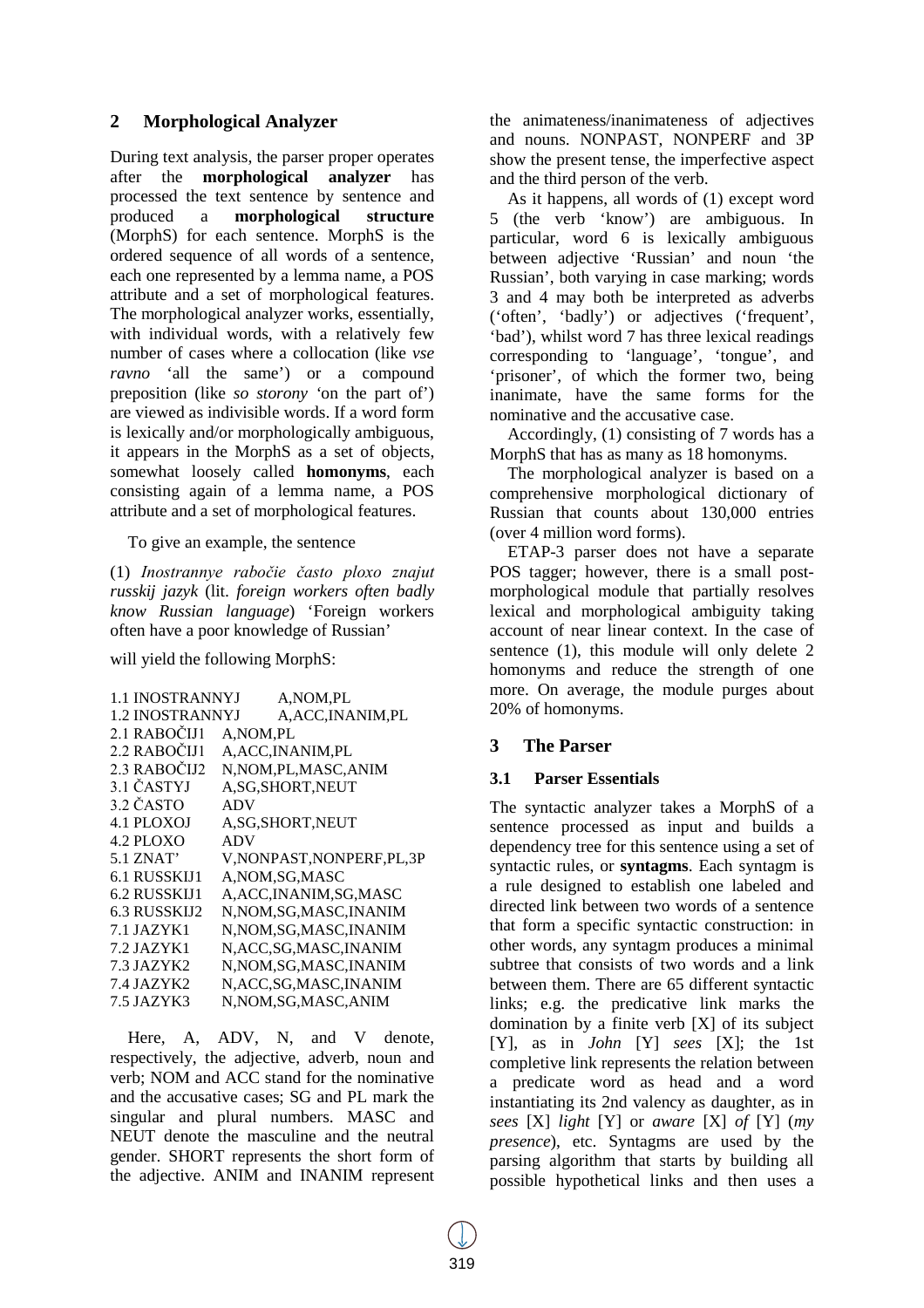## 2 Morphological Analyzer

During text analysis, the parser proper operates after the **morphological analyzer** has processed the text sentence by sentence and produced a **morphological structure** (MorphS) for each sentence. MorphS is the ordered sequence of all words of a sentence, each one represented by a lemma name, a POS attribute and a set of morphological features. The morphological analyzer works, essentially, with individual words, with a relatively few number of cases where a collocation (like *vse ravno* 'all the same') or a compound preposition (like *so storony* 'on the part of') are viewed as indivisible words. If a word form is lexically and/or morphologically ambiguous, it appears in the MorphS as a set of objects, somewhat loosely called **homonyms**, each consisting again of a lemma name, a POS attribute and a set of morphological features.

To give an example, the sentence

(1) *Inostrannye rabočie často ploxo znajut russkij jazyk* (lit. *foreign workers often badly know Russian language*) 'Foreign workers often have a poor knowledge of Russian'

will yield the following MorphS:

```
1.1 INOSTRANNYJ    A,NOM,PL
1.2 INOSTRANNYJ    A,ACC,INANIM,PL
2.1 RABOČIJ1    A,NOM,PL
2.2 RABOČIJ1    A,ACC,INANIM,PL
2.3 RABOČIJ2    N,NOM,PL,MASC,ANIM
3.1 ČASTYJ      A,SG,SHORT,NEUT
3.2 ČASTO       ADV
4.1 PLOXOJ      A,SG,SHORT,NEUT
4.2 PLOXO       ADV
5.1 ZNAT'       V,NONPAST,NONPERF,PL,3P
6.1 RUSSKIJ1    A,NOM,SG,MASC
6.2 RUSSKIJ1    A,ACC,INANIM,SG,MASC
6.3 RUSSKIJ2    N,NOM,SG,MASC,ANIM
7.1 JAZYK1      N,NOM,SG,MASC,INANIM
7.2 JAZYK1      N,ACC,SG,MASC,INANIM
7.3 JAZYK2      N,NOM,SG,MASC,INANIM
7.4 JAZYK2      N,ACC,SG,MASC,INANIM
7.5 JAZYK3      N,NOM,SG,MASC,ANIM
```

Here, A, ADV, N, and V denote, respectively, the adjective, adverb, noun and verb; NOM and ACC stand for the nominative and the accusative cases; SG and PL mark the singular and plural numbers. MASC and NEUT denote the masculine and the neutral gender. SHORT represents the short form of the adjective. ANIM and INANIM represent the animateness/inanimateness of adjectives and nouns. NONPAST, NONPERF and 3P show the present tense, the imperfective aspect and the third person of the verb.

As it happens, all words of (1) except word 5 (the verb 'know') are ambiguous. In particular, word 6 is lexically ambiguous between adjective 'Russian' and noun 'the Russian', both varying in case marking; words 3 and 4 may both be interpreted as adverbs ('often', 'badly') or adjectives ('frequent', 'bad'), whilst word 7 has three lexical readings corresponding to 'language', 'tongue', and 'prisoner', of which the former two, being inanimate, have the same forms for the nominative and the accusative case.

Accordingly, (1) consisting of 7 words has a MorphS that has as many as 18 homonyms.

The morphological analyzer is based on a comprehensive morphological dictionary of Russian that counts about 130,000 entries (over 4 million word forms).

ETAP-3 parser does not have a separate POS tagger; however, there is a small post-morphological module that partially resolves lexical and morphological ambiguity taking account of near linear context. In the case of sentence (1), this module will only delete 2 homonyms and reduce the strength of one more. On average, the module purges about 20% of homonyms.

## 3 The Parser

### 3.1 Parser Essentials

The syntactic analyzer takes a MorphS of a sentence processed as input and builds a dependency tree for this sentence using a set of syntactic rules, or **syntagms**. Each syntagm is a rule designed to establish one labeled and directed link between two words of a sentence that form a specific syntactic construction: in other words, any syntagm produces a minimal subtree that consists of two words and a link between them. There are 65 different syntactic links; e.g. the predicative link marks the domination by a finite verb [X] of its subject [Y], as in *John* [Y] *sees* [X]; the 1st completive link represents the relation between a predicate word as head and a word instantiating its 2nd valency as daughter, as in *sees* [X] *light* [Y] or *aware* [X] *of* [Y] (*my presence*), etc. Syntagms are used by the parsing algorithm that starts by building all possible hypothetical links and then uses a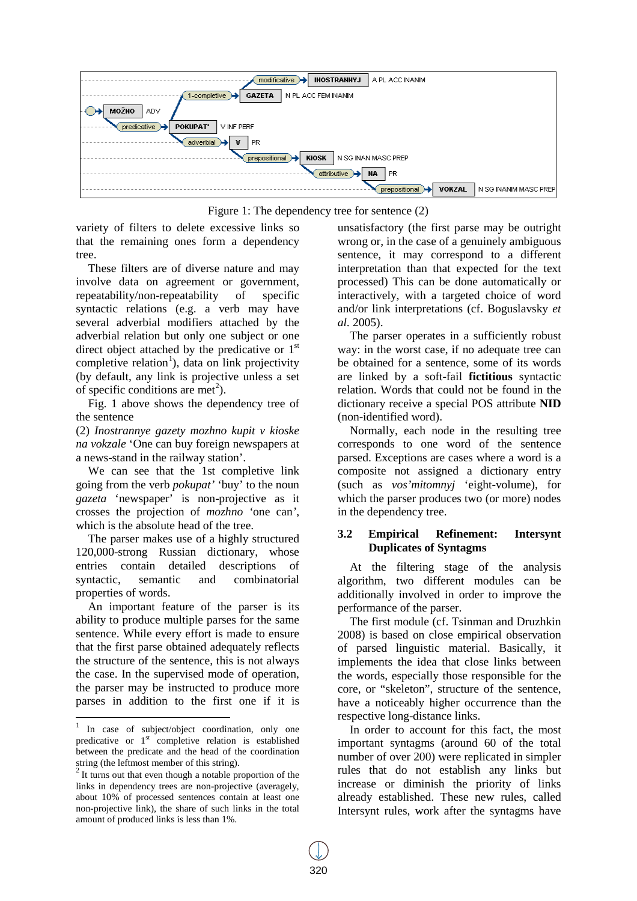Figure 1: The dependency tree for sentence (2)

variety of filters to delete excessive links so that the remaining ones form a dependency tree.

These filters are of diverse nature and may involve data on agreement or government, repeatability/non-repeatability of specific syntactic relations (e.g. a verb may have several adverbial modifiers attached by the adverbial relation but only one subject or one direct object attached by the predicative or 1st completive relation[1]), data on link projectivity (by default, any link is projective unless a set of specific conditions are met[2]).

Fig. 1 above shows the dependency tree of the sentence

(2) *Inostrannye gazety mozhno kupit v kioske na vokzale* 'One can buy foreign newspapers at a news-stand in the railway station'.

We can see that the 1st completive link going from the verb *pokupat'* 'buy' to the noun *gazeta* 'newspaper' is non-projective as it crosses the projection of *mozhno* 'one can', which is the absolute head of the tree.

The parser makes use of a highly structured 120,000-strong Russian dictionary, whose entries contain detailed descriptions of syntactic, semantic and combinatorial properties of words.

An important feature of the parser is its ability to produce multiple parses for the same sentence. While every effort is made to ensure that the first parse obtained adequately reflects the structure of the sentence, this is not always the case. In the supervised mode of operation, the parser may be instructed to produce more parses in addition to the first one if it is unsatisfactory (the first parse may be outright wrong or, in the case of a genuinely ambiguous sentence, it may correspond to a different interpretation than that expected for the text processed) This can be done automatically or interactively, with a targeted choice of word and/or link interpretations (cf. Boguslavsky *et al.* 2005).

The parser operates in a sufficiently robust way: in the worst case, if no adequate tree can be obtained for a sentence, some of its words are linked by a soft-fail **fictitious** syntactic relation. Words that could not be found in the dictionary receive a special POS attribute **NID** (non-identified word).

Normally, each node in the resulting tree corresponds to one word of the sentence parsed. Exceptions are cases where a word is a composite not assigned a dictionary entry (such as *vos'mitomnyj* 'eight-volume), for which the parser produces two (or more) nodes in the dependency tree.

### 3.2 Empirical Refinement: Intersynt Duplicates of Syntagms

At the filtering stage of the analysis algorithm, two different modules can be additionally involved in order to improve the performance of the parser.

The first module (cf. Tsinman and Druzhkin 2008) is based on close empirical observation of parsed linguistic material. Basically, it implements the idea that close links between the words, especially those responsible for the core, or "skeleton", structure of the sentence, have a noticeably higher occurrence than the respective long-distance links.

In order to account for this fact, the most important syntagms (around 60 of the total number of over 200) were replicated in simpler rules that do not establish any links but increase or diminish the priority of links already established. These new rules, called Intersynt rules, work after the syntagms have

---

[1] In case of subject/object coordination, only one predicative or 1st completive relation is established between the predicate and the head of the coordination string (the leftmost member of this string).

[2] It turns out that even though a notable proportion of the links in dependency trees are non-projective (averagely, about 10% of processed sentences contain at least one non-projective link), the share of such links in the total amount of produced links is less than 1%.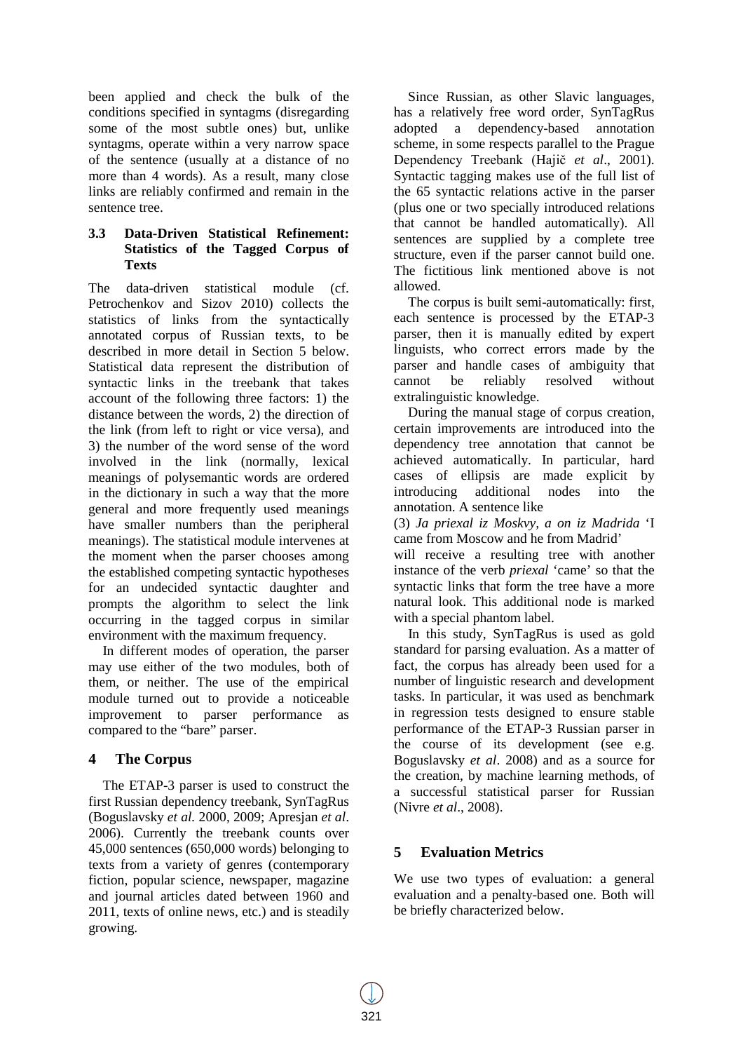been applied and check the bulk of the conditions specified in syntagms (disregarding some of the most subtle ones) but, unlike syntagms, operate within a very narrow space of the sentence (usually at a distance of no more than 4 words). As a result, many close links are reliably confirmed and remain in the sentence tree.

### 3.3 Data-Driven Statistical Refinement: Statistics of the Tagged Corpus of Texts

The data-driven statistical module (cf. Petrochenkov and Sizov 2010) collects the statistics of links from the syntactically annotated corpus of Russian texts, to be described in more detail in Section 5 below. Statistical data represent the distribution of syntactic links in the treebank that takes account of the following three factors: 1) the distance between the words, 2) the direction of the link (from left to right or vice versa), and 3) the number of the word sense of the word involved in the link (normally, lexical meanings of polysemantic words are ordered in the dictionary in such a way that the more general and more frequently used meanings have smaller numbers than the peripheral meanings). The statistical module intervenes at the moment when the parser chooses among the established competing syntactic hypotheses for an undecided syntactic daughter and prompts the algorithm to select the link occurring in the tagged corpus in similar environment with the maximum frequency.

In different modes of operation, the parser may use either of the two modules, both of them, or neither. The use of the empirical module turned out to provide a noticeable improvement to parser performance as compared to the "bare" parser.

## 4 The Corpus

The ETAP-3 parser is used to construct the first Russian dependency treebank, SynTagRus (Boguslavsky *et al.* 2000, 2009; Apresjan *et al*. 2006). Currently the treebank counts over 45,000 sentences (650,000 words) belonging to texts from a variety of genres (contemporary fiction, popular science, newspaper, magazine and journal articles dated between 1960 and 2011, texts of online news, etc.) and is steadily growing.

Since Russian, as other Slavic languages, has a relatively free word order, SynTagRus adopted a dependency-based annotation scheme, in some respects parallel to the Prague Dependency Treebank (Hajič *et al*., 2001). Syntactic tagging makes use of the full list of the 65 syntactic relations active in the parser (plus one or two specially introduced relations that cannot be handled automatically). All sentences are supplied by a complete tree structure, even if the parser cannot build one. The fictitious link mentioned above is not allowed.

The corpus is built semi-automatically: first, each sentence is processed by the ETAP-3 parser, then it is manually edited by expert linguists, who correct errors made by the parser and handle cases of ambiguity that cannot be reliably resolved without extralinguistic knowledge.

During the manual stage of corpus creation, certain improvements are introduced into the dependency tree annotation that cannot be achieved automatically. In particular, hard cases of ellipsis are made explicit by introducing additional nodes into the annotation. A sentence like

(3) *Ja priexal iz Moskvy, a on iz Madrida* 'I came from Moscow and he from Madrid'

will receive a resulting tree with another instance of the verb *priexal* 'came' so that the syntactic links that form the tree have a more natural look. This additional node is marked with a special phantom label.

In this study, SynTagRus is used as gold standard for parsing evaluation. As a matter of fact, the corpus has already been used for a number of linguistic research and development tasks. In particular, it was used as benchmark in regression tests designed to ensure stable performance of the ETAP-3 Russian parser in the course of its development (see e.g. Boguslavsky *et al*. 2008) and as a source for the creation, by machine learning methods, of a successful statistical parser for Russian (Nivre *et al*., 2008).

## 5 Evaluation Metrics

We use two types of evaluation: a general evaluation and a penalty-based one. Both will be briefly characterized below.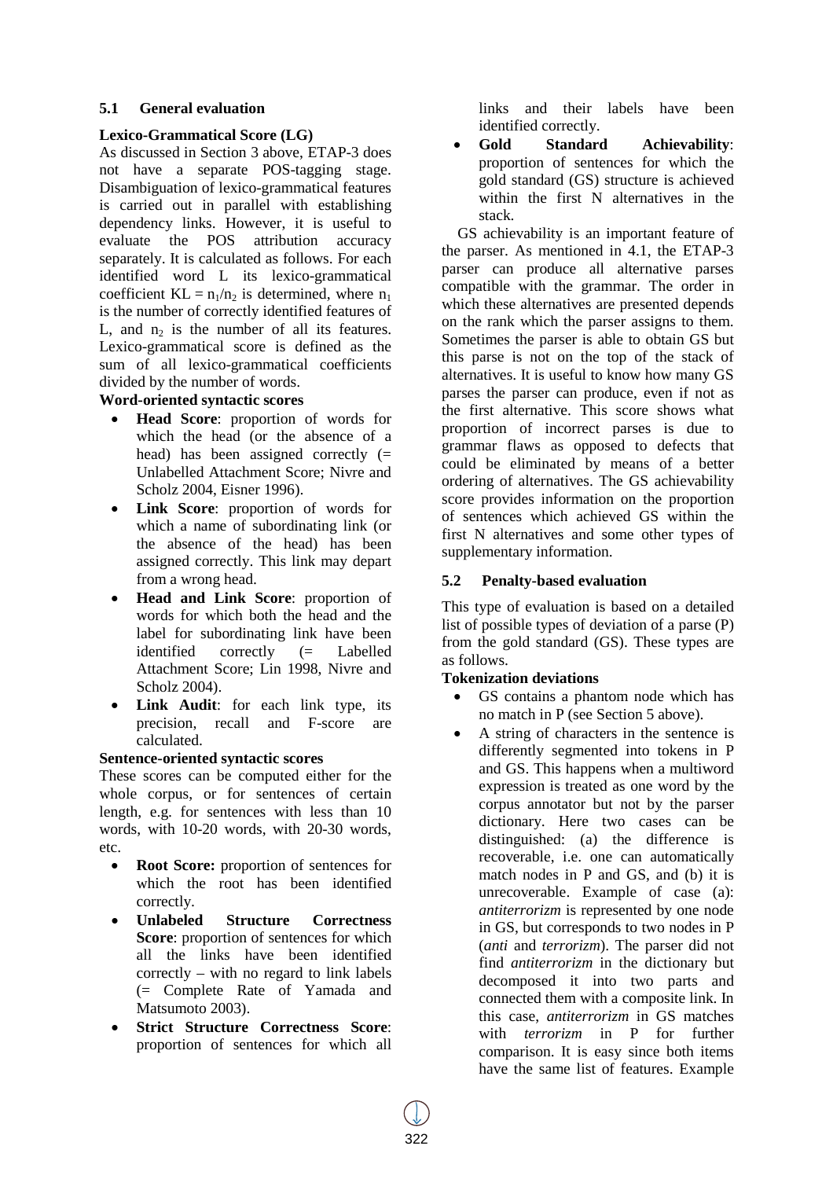### 5.1 General evaluation

**Lexico-Grammatical Score (LG)**

As discussed in Section 3 above, ETAP-3 does not have a separate POS-tagging stage. Disambiguation of lexico-grammatical features is carried out in parallel with establishing dependency links. However, it is useful to evaluate the POS attribution accuracy separately. It is calculated as follows. For each identified word L its lexico-grammatical coefficient $KL = n_1/n_2$ is determined, where $n_1$ is the number of correctly identified features of L, and $n_2$ is the number of all its features. Lexico-grammatical score is defined as the sum of all lexico-grammatical coefficients divided by the number of words.

**Word-oriented syntactic scores**

- **Head Score**: proportion of words for which the head (or the absence of a head) has been assigned correctly (= Unlabelled Attachment Score; Nivre and Scholz 2004, Eisner 1996).
- **Link Score**: proportion of words for which a name of subordinating link (or the absence of the head) has been assigned correctly. This link may depart from a wrong head.
- **Head and Link Score**: proportion of words for which both the head and the label for subordinating link have been identified correctly (= Labelled Attachment Score; Lin 1998, Nivre and Scholz 2004).
- **Link Audit**: for each link type, its precision, recall and F-score are calculated.

**Sentence-oriented syntactic scores**

These scores can be computed either for the whole corpus, or for sentences of certain length, e.g. for sentences with less than 10 words, with 10-20 words, with 20-30 words, etc.

- **Root Score:** proportion of sentences for which the root has been identified correctly.
- **Unlabeled Structure Correctness Score**: proportion of sentences for which all the links have been identified correctly – with no regard to link labels (= Complete Rate of Yamada and Matsumoto 2003).
- **Strict Structure Correctness Score**: proportion of sentences for which all links and their labels have been identified correctly.
- **Gold Standard Achievability**: proportion of sentences for which the gold standard (GS) structure is achieved within the first N alternatives in the stack.

GS achievability is an important feature of the parser. As mentioned in 4.1, the ETAP-3 parser can produce all alternative parses compatible with the grammar. The order in which these alternatives are presented depends on the rank which the parser assigns to them. Sometimes the parser is able to obtain GS but this parse is not on the top of the stack of alternatives. It is useful to know how many GS parses the parser can produce, even if not as the first alternative. This score shows what proportion of incorrect parses is due to grammar flaws as opposed to defects that could be eliminated by means of a better ordering of alternatives. The GS achievability score provides information on the proportion of sentences which achieved GS within the first N alternatives and some other types of supplementary information.

### 5.2 Penalty-based evaluation

This type of evaluation is based on a detailed list of possible types of deviation of a parse (P) from the gold standard (GS). These types are as follows.

**Tokenization deviations**

- GS contains a phantom node which has no match in P (see Section 5 above).
- A string of characters in the sentence is differently segmented into tokens in P and GS. This happens when a multiword expression is treated as one word by the corpus annotator but not by the parser dictionary. Here two cases can be distinguished: (a) the difference is recoverable, i.e. one can automatically match nodes in P and GS, and (b) it is unrecoverable. Example of case (a): *antiterrorizm* is represented by one node in GS, but corresponds to two nodes in P (*anti* and *terrorizm*). The parser did not find *antiterrorizm* in the dictionary but decomposed it into two parts and connected them with a composite link. In this case, *antiterrorizm* in GS matches with *terrorizm* in P for further comparison. It is easy since both items have the same list of features. Example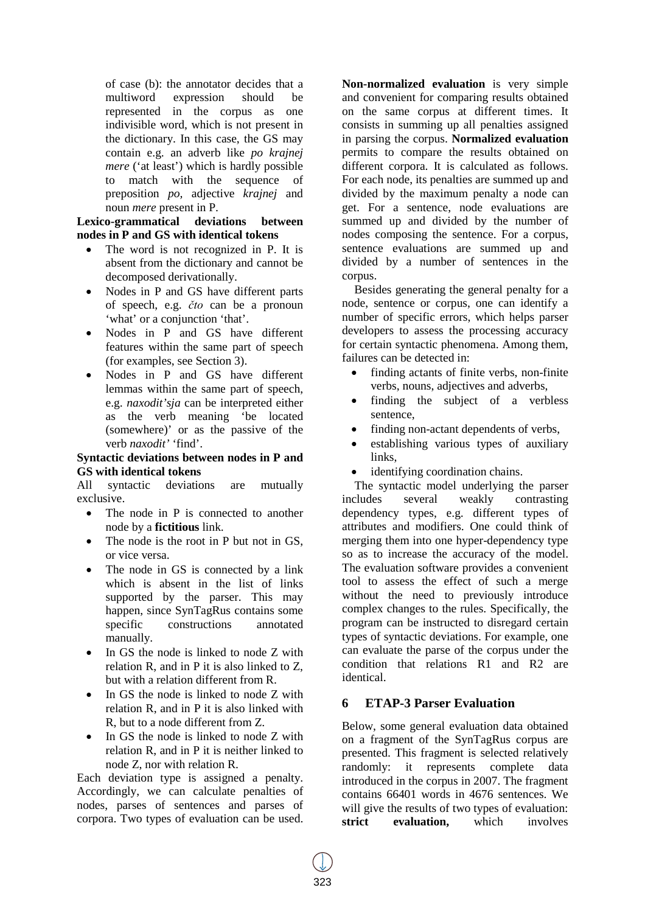of case (b): the annotator decides that a multiword expression should be represented in the corpus as one indivisible word, which is not present in the dictionary. In this case, the GS may contain e.g. an adverb like *po krajnej mere* ('at least') which is hardly possible to match with the sequence of preposition *po,* adjective *krajnej* and noun *mere* present in P.

**Lexico-grammatical deviations between nodes in P and GS with identical tokens**

- The word is not recognized in P. It is absent from the dictionary and cannot be decomposed derivationally.
- Nodes in P and GS have different parts of speech, e.g. *čto* can be a pronoun 'what' or a conjunction 'that'.
- Nodes in P and GS have different features within the same part of speech (for examples, see Section 3).
- Nodes in P and GS have different lemmas within the same part of speech, e.g. *naxodit'sja* can be interpreted either as the verb meaning 'be located (somewhere)' or as the passive of the verb *naxodit'* 'find'.

**Syntactic deviations between nodes in P and GS with identical tokens**

All syntactic deviations are mutually exclusive.

- The node in P is connected to another node by a **fictitious** link.
- The node is the root in P but not in GS, or vice versa.
- The node in GS is connected by a link which is absent in the list of links supported by the parser. This may happen, since SynTagRus contains some specific constructions annotated manually.
- In GS the node is linked to node Z with relation R, and in P it is also linked to Z, but with a relation different from R.
- In GS the node is linked to node Z with relation R, and in P it is also linked with R, but to a node different from Z.
- In GS the node is linked to node Z with relation R, and in P it is neither linked to node Z, nor with relation R.

Each deviation type is assigned a penalty. Accordingly, we can calculate penalties of nodes, parses of sentences and parses of corpora. Two types of evaluation can be used.

**Non-normalized evaluation** is very simple and convenient for comparing results obtained on the same corpus at different times. It consists in summing up all penalties assigned in parsing the corpus. **Normalized evaluation** permits to compare the results obtained on different corpora. It is calculated as follows. For each node, its penalties are summed up and divided by the maximum penalty a node can get. For a sentence, node evaluations are summed up and divided by the number of nodes composing the sentence. For a corpus, sentence evaluations are summed up and divided by a number of sentences in the corpus.

Besides generating the general penalty for a node, sentence or corpus, one can identify a number of specific errors, which helps parser developers to assess the processing accuracy for certain syntactic phenomena. Among them, failures can be detected in:

- finding actants of finite verbs, non-finite verbs, nouns, adjectives and adverbs,
- finding the subject of a verbless sentence,
- finding non-actant dependents of verbs,
- establishing various types of auxiliary links,
- identifying coordination chains.

The syntactic model underlying the parser includes several weakly contrasting dependency types, e.g. different types of attributes and modifiers. One could think of merging them into one hyper-dependency type so as to increase the accuracy of the model. The evaluation software provides a convenient tool to assess the effect of such a merge without the need to previously introduce complex changes to the rules. Specifically, the program can be instructed to disregard certain types of syntactic deviations. For example, one can evaluate the parse of the corpus under the condition that relations R1 and R2 are identical.

## 6 ETAP-3 Parser Evaluation

Below, some general evaluation data obtained on a fragment of the SynTagRus corpus are presented. This fragment is selected relatively randomly: it represents complete data introduced in the corpus in 2007. The fragment contains 66401 words in 4676 sentences. We will give the results of two types of evaluation: **strict evaluation,** which involves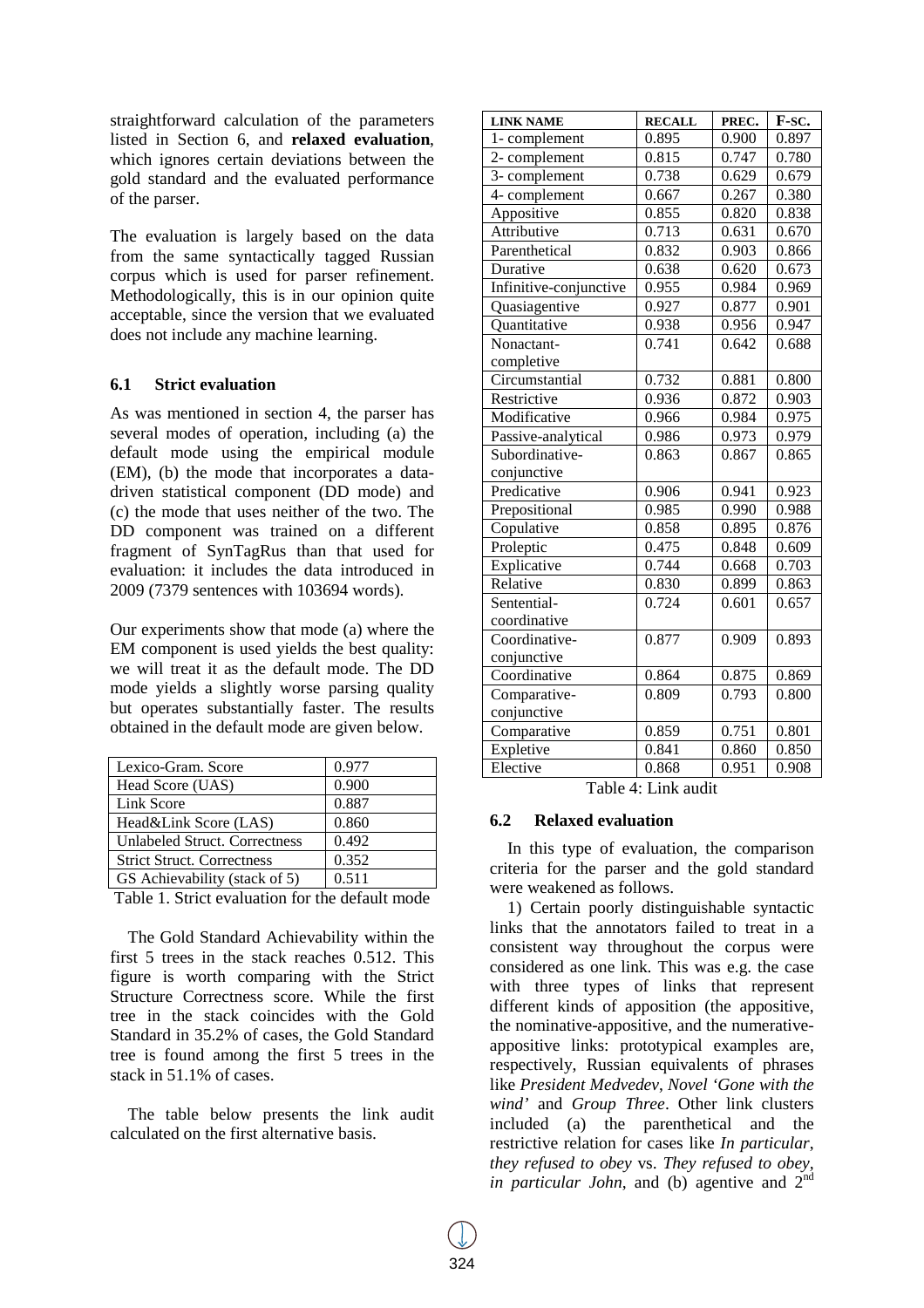straightforward calculation of the parameters listed in Section 6, and **relaxed evaluation**, which ignores certain deviations between the gold standard and the evaluated performance of the parser.

The evaluation is largely based on the data from the same syntactically tagged Russian corpus which is used for parser refinement. Methodologically, this is in our opinion quite acceptable, since the version that we evaluated does not include any machine learning.

### 6.1 Strict evaluation

As was mentioned in section 4, the parser has several modes of operation, including (a) the default mode using the empirical module (EM), (b) the mode that incorporates a data-driven statistical component (DD mode) and (c) the mode that uses neither of the two. The DD component was trained on a different fragment of SynTagRus than that used for evaluation: it includes the data introduced in 2009 (7379 sentences with 103694 words).

Our experiments show that mode (a) where the EM component is used yields the best quality: we will treat it as the default mode. The DD mode yields a slightly worse parsing quality but operates substantially faster. The results obtained in the default mode are given below.

| | |
|---|---|
| Lexico-Gram. Score | 0.977 |
| Head Score (UAS) | 0.900 |
| Link Score | 0.887 |
| Head&Link Score (LAS) | 0.860 |
| Unlabeled Struct. Correctness | 0.492 |
| Strict Struct. Correctness | 0.352 |
| GS Achievability (stack of 5) | 0.511 |

Table 1. Strict evaluation for the default mode

The Gold Standard Achievability within the first 5 trees in the stack reaches 0.512. This figure is worth comparing with the Strict Structure Correctness score. While the first tree in the stack coincides with the Gold Standard in 35.2% of cases, the Gold Standard tree is found among the first 5 trees in the stack in 51.1% of cases.

The table below presents the link audit calculated on the first alternative basis.

| LINK NAME | RECALL | PREC. | F-SC. |
|---|---|---|---|
| 1- complement | 0.895 | 0.900 | 0.897 |
| 2- complement | 0.815 | 0.747 | 0.780 |
| 3- complement | 0.738 | 0.629 | 0.679 |
| 4- complement | 0.667 | 0.267 | 0.380 |
| Appositive | 0.855 | 0.820 | 0.838 |
| Attributive | 0.713 | 0.631 | 0.670 |
| Parenthetical | 0.832 | 0.903 | 0.866 |
| Durative | 0.638 | 0.620 | 0.673 |
| Infinitive-conjunctive | 0.955 | 0.984 | 0.969 |
| Quasiagentive | 0.927 | 0.877 | 0.901 |
| Quantitative | 0.938 | 0.956 | 0.947 |
| Nonactant-completive | 0.741 | 0.642 | 0.688 |
| Circumstantial | 0.732 | 0.881 | 0.800 |
| Restrictive | 0.936 | 0.872 | 0.903 |
| Modificative | 0.966 | 0.984 | 0.975 |
| Passive-analytical | 0.986 | 0.973 | 0.979 |
| Subordinative-conjunctive | 0.863 | 0.867 | 0.865 |
| Predicative | 0.906 | 0.941 | 0.923 |
| Prepositional | 0.985 | 0.990 | 0.988 |
| Copulative | 0.858 | 0.895 | 0.876 |
| Proleptic | 0.475 | 0.848 | 0.609 |
| Explicative | 0.744 | 0.668 | 0.703 |
| Relative | 0.830 | 0.899 | 0.863 |
| Sentential-coordinative | 0.724 | 0.601 | 0.657 |
| Coordinative-conjunctive | 0.877 | 0.909 | 0.893 |
| Coordinative | 0.864 | 0.875 | 0.869 |
| Comparative-conjunctive | 0.809 | 0.793 | 0.800 |
| Comparative | 0.859 | 0.751 | 0.801 |
| Expletive | 0.841 | 0.860 | 0.850 |
| Elective | 0.868 | 0.951 | 0.908 |

Table 4: Link audit

### 6.2 Relaxed evaluation

In this type of evaluation, the comparison criteria for the parser and the gold standard were weakened as follows.

1) Certain poorly distinguishable syntactic links that the annotators failed to treat in a consistent way throughout the corpus were considered as one link. This was e.g. the case with three types of links that represent different kinds of apposition (the appositive, the nominative-appositive, and the numerative-appositive links: prototypical examples are, respectively, Russian equivalents of phrases like *President Medvedev*, *Novel 'Gone with the wind'* and *Group Three*. Other link clusters included (a) the parenthetical and the restrictive relation for cases like *In particular, they refused to obey* vs. *They refused to obey, in particular John*, and (b) agentive and 2[nd]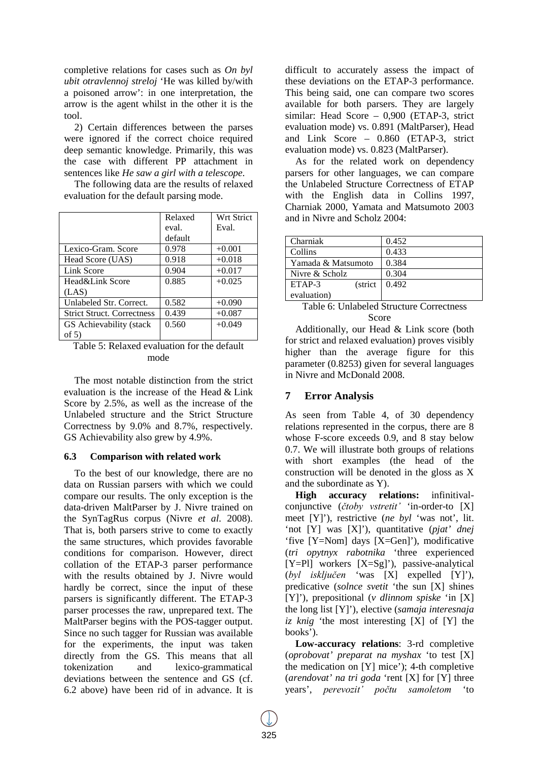completive relations for cases such as *On byl ubit otravlennoj streloj* 'He was killed by/with a poisoned arrow': in one interpretation, the arrow is the agent whilst in the other it is the tool.

2) Certain differences between the parses were ignored if the correct choice required deep semantic knowledge. Primarily, this was the case with different PP attachment in sentences like *He saw a girl with a telescope.*

The following data are the results of relaxed evaluation for the default parsing mode.

| | Relaxed eval. default | Wrt Strict Eval. |
|---|---|---|
| Lexico-Gram. Score | 0.978 | +0.001 |
| Head Score (UAS) | 0.918 | +0.018 |
| Link Score | 0.904 | +0.017 |
| Head&Link Score (LAS) | 0.885 | +0.025 |
| Unlabeled Str. Correct. | 0.582 | +0.090 |
| Strict Struct. Correctness | 0.439 | +0.087 |
| GS Achievability (stack of 5) | 0.560 | +0.049 |

Table 5: Relaxed evaluation for the default mode

The most notable distinction from the strict evaluation is the increase of the Head & Link Score by 2.5%, as well as the increase of the Unlabeled structure and the Strict Structure Correctness by 9.0% and 8.7%, respectively. GS Achievability also grew by 4.9%.

### 6.3 Comparison with related work

To the best of our knowledge, there are no data on Russian parsers with which we could compare our results. The only exception is the data-driven MaltParser by J. Nivre trained on the SynTagRus corpus (Nivre *et al.* 2008). That is, both parsers strive to come to exactly the same structures, which provides favorable conditions for comparison. However, direct collation of the ETAP-3 parser performance with the results obtained by J. Nivre would hardly be correct, since the input of these parsers is significantly different. The ETAP-3 parser processes the raw, unprepared text. The MaltParser begins with the POS-tagger output. Since no such tagger for Russian was available for the experiments, the input was taken directly from the GS. This means that all tokenization and lexico-grammatical deviations between the sentence and GS (cf. 6.2 above) have been rid of in advance. It is difficult to accurately assess the impact of these deviations on the ETAP-3 performance. This being said, one can compare two scores available for both parsers. They are largely similar: Head Score – 0,900 (ETAP-3, strict evaluation mode) vs. 0.891 (MaltParser), Head and Link Score – 0.860 (ETAP-3, strict evaluation mode) vs. 0.823 (MaltParser).

As for the related work on dependency parsers for other languages, we can compare the Unlabeled Structure Correctness of ETAP with the English data in Collins 1997, Charniak 2000, Yamata and Matsumoto 2003 and in Nivre and Scholz 2004:

| | |
|---|---|
| Charniak | 0.452 |
| Collins | 0.433 |
| Yamada & Matsumoto | 0.384 |
| Nivre & Scholz | 0.304 |
| ETAP-3 (strict evaluation) | 0.492 |

Table 6: Unlabeled Structure Correctness Score

Additionally, our Head & Link score (both for strict and relaxed evaluation) proves visibly higher than the average figure for this parameter (0.8253) given for several languages in Nivre and McDonald 2008.

## 7 Error Analysis

As seen from Table 4, of 30 dependency relations represented in the corpus, there are 8 whose F-score exceeds 0.9, and 8 stay below 0.7. We will illustrate both groups of relations with short examples (the head of the construction will be denoted in the gloss as X and the subordinate as Y).

**High accuracy relations:** infinitival-conjunctive (*čtoby vstretit'* 'in-order-to [X] meet [Y]'), restrictive (*ne byl* 'was not', lit. 'not [Y] was [X]'), quantitative (*pjat' dnej* 'five [Y=Nom] days [X=Gen]'), modificative (*tri opytnyx rabotnika* 'three experienced [Y=Pl] workers [X=Sg]'), passive-analytical (*byl isključen* 'was [X] expelled [Y]'), predicative (*solnce svetit* 'the sun [X] shines [Y]'), prepositional (*v dlinnom spiske* 'in [X] the long list [Y]'), elective (*samaja interesnaja iz knig* 'the most interesting [X] of [Y] the books').

**Low-accuracy relations**: 3-rd completive (*oprobovat' preparat na myshax* 'to test [X] the medication on [Y] mice'); 4-th completive (*arendovat' na tri goda* 'rent [X] for [Y] three years', *perevozit' počtu samoletom* 'to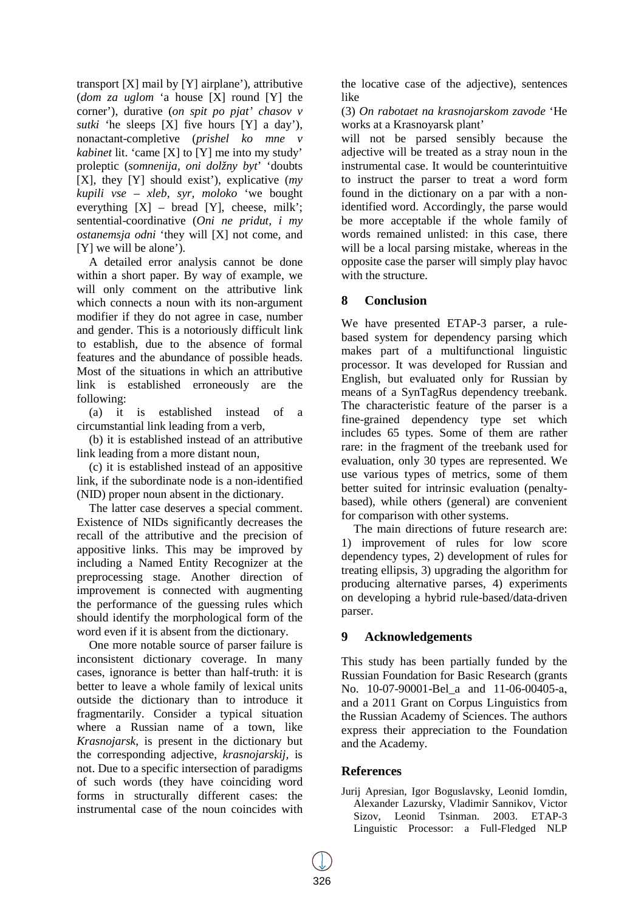transport [X] mail by [Y] airplane'), attributive (*dom za uglom* 'a house [X] round [Y] the corner'), durative (*on spit po pjat' chasov v sutki* 'he sleeps [X] five hours [Y] a day'), nonactant-completive (*prishel ko mne v kabinet* lit. 'came [X] to [Y] me into my study' proleptic (*somnenija, oni dolžny byt*' 'doubts [X], they [Y] should exist'), explicative (*my kupili vse – xleb, syr, moloko* 'we bought everything [X] – bread [Y], cheese, milk'; sentential-coordinative (*Oni ne pridut, i my ostanemsja odni* 'they will [X] not come, and [Y] we will be alone').

A detailed error analysis cannot be done within a short paper. By way of example, we will only comment on the attributive link which connects a noun with its non-argument modifier if they do not agree in case, number and gender. This is a notoriously difficult link to establish, due to the absence of formal features and the abundance of possible heads. Most of the situations in which an attributive link is established erroneously are the following:

(a) it is established instead of a circumstantial link leading from a verb,

(b) it is established instead of an attributive link leading from a more distant noun,

(c) it is established instead of an appositive link, if the subordinate node is a non-identified (NID) proper noun absent in the dictionary.

The latter case deserves a special comment. Existence of NIDs significantly decreases the recall of the attributive and the precision of appositive links. This may be improved by including a Named Entity Recognizer at the preprocessing stage. Another direction of improvement is connected with augmenting the performance of the guessing rules which should identify the morphological form of the word even if it is absent from the dictionary.

One more notable source of parser failure is inconsistent dictionary coverage. In many cases, ignorance is better than half-truth: it is better to leave a whole family of lexical units outside the dictionary than to introduce it fragmentarily. Consider a typical situation where a Russian name of a town, like *Krasnojarsk*, is present in the dictionary but the corresponding adjective, *krasnojarskij*, is not. Due to a specific intersection of paradigms of such words (they have coinciding word forms in structurally different cases: the instrumental case of the noun coincides with the locative case of the adjective), sentences like

(3) *On rabotaet na krasnojarskom zavode* 'He works at a Krasnoyarsk plant'

will not be parsed sensibly because the adjective will be treated as a stray noun in the instrumental case. It would be counterintuitive to instruct the parser to treat a word form found in the dictionary on a par with a non-identified word. Accordingly, the parse would be more acceptable if the whole family of words remained unlisted: in this case, there will be a local parsing mistake, whereas in the opposite case the parser will simply play havoc with the structure.

## 8 Conclusion

We have presented ETAP-3 parser, a rule-based system for dependency parsing which makes part of a multifunctional linguistic processor. It was developed for Russian and English, but evaluated only for Russian by means of a SynTagRus dependency treebank. The characteristic feature of the parser is a fine-grained dependency type set which includes 65 types. Some of them are rather rare: in the fragment of the treebank used for evaluation, only 30 types are represented. We use various types of metrics, some of them better suited for intrinsic evaluation (penalty-based), while others (general) are convenient for comparison with other systems.

The main directions of future research are: 1) improvement of rules for low score dependency types, 2) development of rules for treating ellipsis, 3) upgrading the algorithm for producing alternative parses, 4) experiments on developing a hybrid rule-based/data-driven parser.

## 9 Acknowledgements

This study has been partially funded by the Russian Foundation for Basic Research (grants No. 10-07-90001-Bel_a and 11-06-00405-a, and a 2011 Grant on Corpus Linguistics from the Russian Academy of Sciences. The authors express their appreciation to the Foundation and the Academy.

## References

Jurij Apresian, Igor Boguslavsky, Leonid Iomdin, Alexander Lazursky, Vladimir Sannikov, Victor Sizov, Leonid Tsinman. 2003. ETAP-3 Linguistic Processor: a Full-Fledged NLP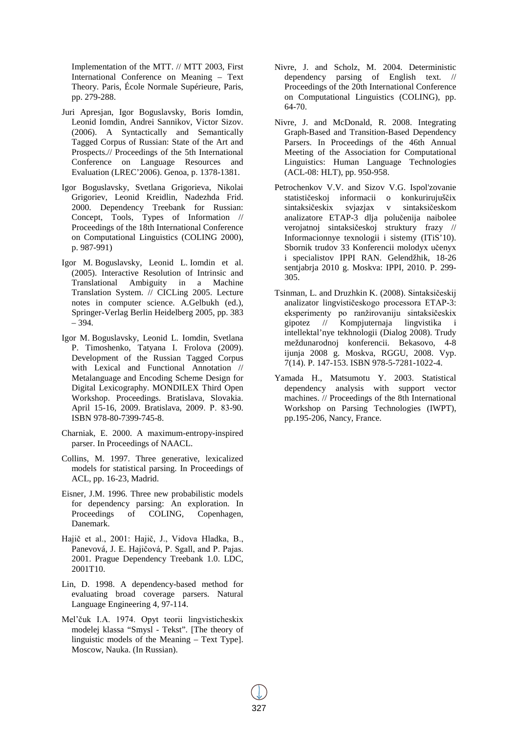Implementation of the MTT. // MTT 2003, First International Conference on Meaning – Text Theory. Paris, École Normale Supérieure, Paris, pp. 279-288.

Juri Apresjan, Igor Boguslavsky, Boris Iomdin, Leonid Iomdin, Andrei Sannikov, Victor Sizov. (2006). A Syntactically and Semantically Tagged Corpus of Russian: State of the Art and Prospects.// Proceedings of the 5th International Conference on Language Resources and Evaluation (LREC'2006). Genoa, p. 1378-1381.

Igor Boguslavsky, Svetlana Grigorieva, Nikolai Grigoriev, Leonid Kreidlin, Nadezhda Frid. 2000. Dependency Treebank for Russian: Concept, Tools, Types of Information // Proceedings of the 18th International Conference on Computational Linguistics (COLING 2000), p. 987-991)

Igor M. Boguslavsky, Leonid L. Iomdin et al. (2005). Interactive Resolution of Intrinsic and Translational Ambiguity in a Machine Translation System. // CICLing 2005. Lecture notes in computer science. A.Gelbukh (ed.), Springer-Verlag Berlin Heidelberg 2005, pp. 383 – 394.

Igor M. Boguslavsky, Leonid L. Iomdin, Svetlana P. Timoshenko, Tatyana I. Frolova (2009). Development of the Russian Tagged Corpus with Lexical and Functional Annotation // Metalanguage and Encoding Scheme Design for Digital Lexicography. MONDILEX Third Open Workshop. Proceedings. Bratislava, Slovakia. April 15-16, 2009. Bratislava, 2009. P. 83-90. ISBN 978-80-7399-745-8.

Charniak, E. 2000. A maximum-entropy-inspired parser. In Proceedings of NAACL.

Collins, M. 1997. Three generative, lexicalized models for statistical parsing. In Proceedings of ACL, pp. 16-23, Madrid.

Eisner, J.M. 1996. Three new probabilistic models for dependency parsing: An exploration. In Proceedings of COLING, Copenhagen, Danemark.

Hajič et al., 2001: Hajič, J., Vidova Hladka, B., Panevová, J. E. Hajičová, P. Sgall, and P. Pajas. 2001. Prague Dependency Treebank 1.0. LDC, 2001T10.

Lin, D. 1998. A dependency-based method for evaluating broad coverage parsers. Natural Language Engineering 4, 97-114.

Mel'čuk I.A. 1974. Opyt teorii lingvisticheskix modelej klassa "Smysl - Tekst". [The theory of linguistic models of the Meaning – Text Type]. Moscow, Nauka. (In Russian).

Nivre, J. and Scholz, M. 2004. Deterministic dependency parsing of English text. // Proceedings of the 20th International Conference on Computational Linguistics (COLING), pp. 64-70.

Nivre, J. and McDonald, R. 2008. Integrating Graph-Based and Transition-Based Dependency Parsers. In Proceedings of the 46th Annual Meeting of the Association for Computational Linguistics: Human Language Technologies (ACL-08: HLT), pp. 950-958.

Petrochenkov V.V. and Sizov V.G. Ispol'zovanie statističeskoj informacii o konkurirujuščix sintaksičeskix svjazjax v sintaksičeskom analizatore ETAP-3 dlja polučenija naibolee verojatnoj sintaksičeskoj struktury frazy // Informacionnye texnologii i sistemy (ITiS'10). Sbornik trudov 33 Konferencii molodyx učenyx i specialistov IPPI RAN. Gelendžhik, 18-26 sentjabrja 2010 g. Moskva: IPPI, 2010. P. 299-305.

Tsinman, L. and Druzhkin K. (2008). Sintaksičeskij analizator lingvističeskogo processora ETAP-3: eksperimenty po ranžirovaniju sintaksičeskix gipotez // Kompjuternaja lingvistika i intellektal'nye tekhnologii (Dialog 2008). Trudy meždunarodnoj konferencii. Bekasovo, 4-8 ijunja 2008 g. Moskva, RGGU, 2008. Vyp. 7(14). P. 147-153. ISBN 978-5-7281-1022-4.

Yamada H., Matsumotu Y. 2003. Statistical dependency analysis with support vector machines. // Proceedings of the 8th International Workshop on Parsing Technologies (IWPT), pp.195-206, Nancy, France.